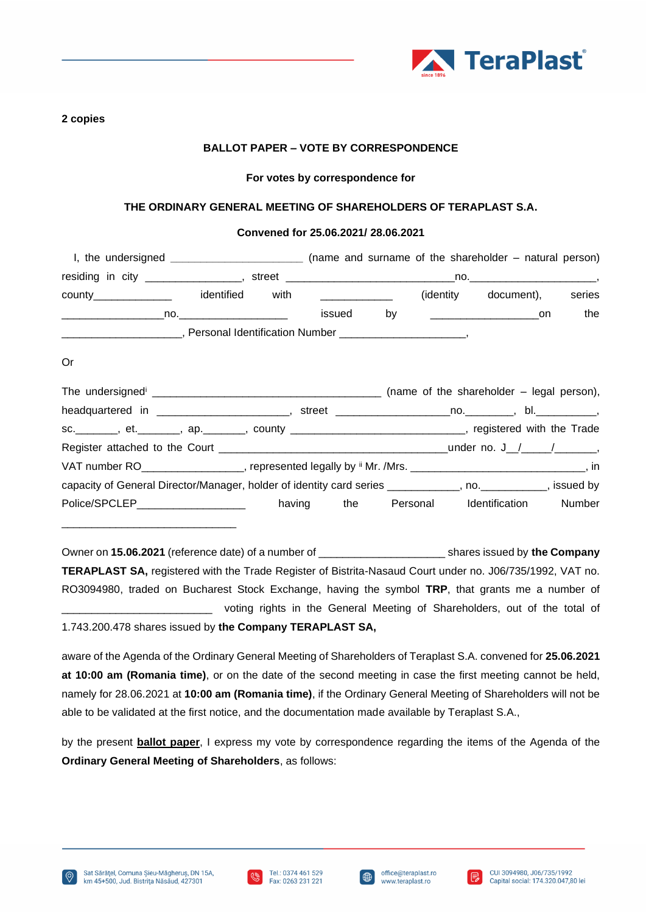**2 copies**

**BALLOT PAPER – VOTE BY CORRESPONDENCE**

**For votes by correspondence for**

**THE ORDINARY GENERAL MEETING OF SHAREHOLDERS OF TERAPLAST S.A.**

**Convened for 25.06.2021/ 28.06.2021**

I, the undersigned ______________________ (name and surname of the shareholder – natural person) residing in city _______________, street ____________________________no.____________________, county_____________ identified with ___________ (identity document), series _________________no._________________ issued by _________________on the ____________________, Personal Identification Number ____________________,

Or

The undersigned[i] _______________________________________ (name of the shareholder – legal person), headquartered in ______________________, street __________________no.________, bl.__________, sc._______, et._______, ap._______, county _____________________________, registered with the Trade Register attached to the Court _____________________________________under no. J__/_____/_______, VAT number RO________________, represented legally by [ii] Mr. /Mrs. ______________________________, in capacity of General Director/Manager, holder of identity card series ___________, no.__________, issued by Police/SPCLEP__________________ having the Personal Identification Number _____________________________

Owner on **15.06.2021** (reference date) of a number of ____________________ shares issued by **the Company TERAPLAST SA,** registered with the Trade Register of Bistrita-Nasaud Court under no. J06/735/1992, VAT no. RO3094980, traded on Bucharest Stock Exchange, having the symbol **TRP**, that grants me a number of _________________________ voting rights in the General Meeting of Shareholders, out of the total of 1.743.200.478 shares issued by **the Company TERAPLAST SA,**

aware of the Agenda of the Ordinary General Meeting of Shareholders of Teraplast S.A. convened for **25.06.2021 at 10:00 am (Romania time)**, or on the date of the second meeting in case the first meeting cannot be held, namely for 28.06.2021 at **10:00 am (Romania time)**, if the Ordinary General Meeting of Shareholders will not be able to be validated at the first notice, and the documentation made available by Teraplast S.A.,

by the present **ballot paper**, I express my vote by correspondence regarding the items of the Agenda of the **Ordinary General Meeting of Shareholders**, as follows: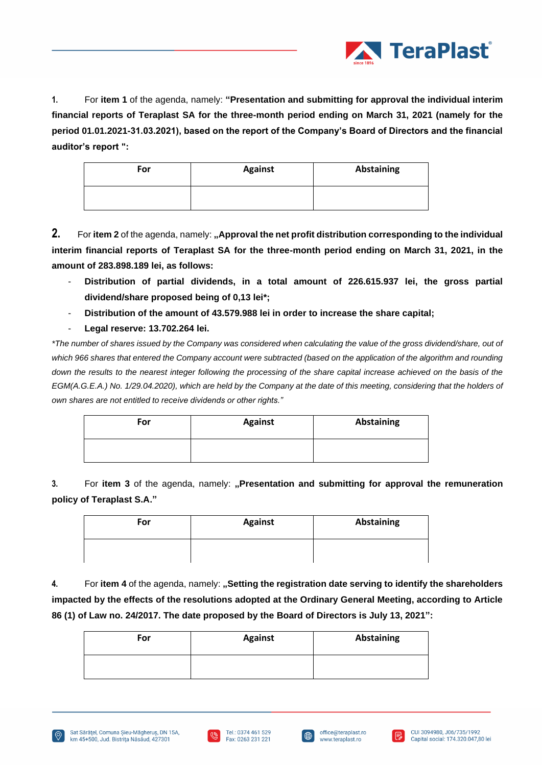1. For **item 1** of the agenda, namely: **"Presentation and submitting for approval the individual interim financial reports of Teraplast SA for the three-month period ending on March 31, 2021 (namely for the period 01.01.2021-31.03.2021), based on the report of the Company's Board of Directors and the financial auditor's report ":**

| For | Against | Abstaining |
|---|---|---|
| | | |

2. For **item 2** of the agenda, namely: **„Approval the net profit distribution corresponding to the individual interim financial reports of Teraplast SA for the three-month period ending on March 31, 2021, in the amount of 283.898.189 lei, as follows:**

- **Distribution of partial dividends, in a total amount of 226.615.937 lei, the gross partial dividend/share proposed being of 0,13 lei*;**
- **Distribution of the amount of 43.579.988 lei in order to increase the share capital;**
- **Legal reserve: 13.702.264 lei.**

*\*The number of shares issued by the Company was considered when calculating the value of the gross dividend/share, out of which 966 shares that entered the Company account were subtracted (based on the application of the algorithm and rounding down the results to the nearest integer following the processing of the share capital increase achieved on the basis of the EGM(A.G.E.A.) No. 1/29.04.2020), which are held by the Company at the date of this meeting, considering that the holders of own shares are not entitled to receive dividends or other rights."*

| For | Against | Abstaining |
|---|---|---|
| | | |

3. For **item 3** of the agenda, namely: **„Presentation and submitting for approval the remuneration policy of Teraplast S.A."**

| For | Against | Abstaining |
|---|---|---|
| | | |

4. For **item 4** of the agenda, namely: **„Setting the registration date serving to identify the shareholders impacted by the effects of the resolutions adopted at the Ordinary General Meeting, according to Article 86 (1) of Law no. 24/2017. The date proposed by the Board of Directors is July 13, 2021":**

| For | Against | Abstaining |
|---|---|---|
| | | |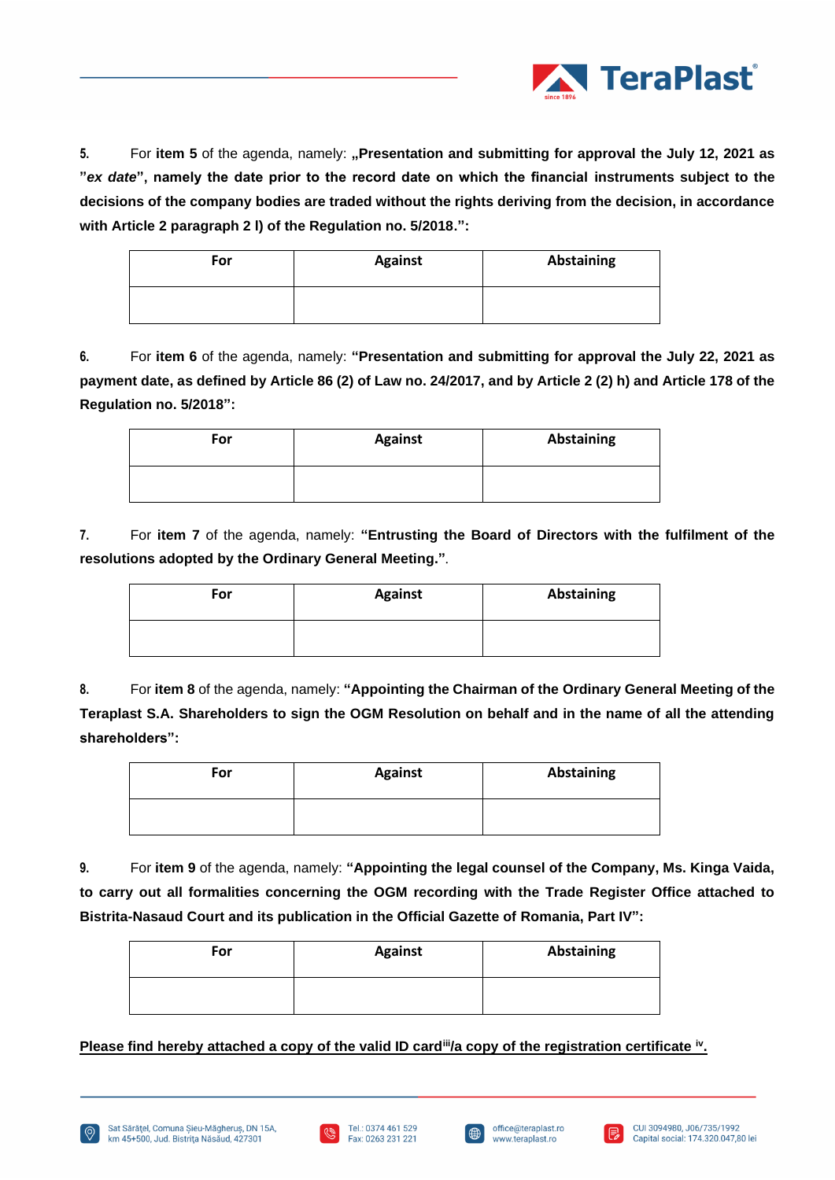5. For **item 5** of the agenda, namely: **„Presentation and submitting for approval the July 12, 2021 as "*ex date*", namely the date prior to the record date on which the financial instruments subject to the decisions of the company bodies are traded without the rights deriving from the decision, in accordance with Article 2 paragraph 2 l) of the Regulation no. 5/2018.":**

| For | Against | Abstaining |
|---|---|---|
| | | |

6. For **item 6** of the agenda, namely: **"Presentation and submitting for approval the July 22, 2021 as payment date, as defined by Article 86 (2) of Law no. 24/2017, and by Article 2 (2) h) and Article 178 of the Regulation no. 5/2018":**

| For | Against | Abstaining |
|---|---|---|
| | | |

7. For **item 7** of the agenda, namely: **"Entrusting the Board of Directors with the fulfilment of the resolutions adopted by the Ordinary General Meeting."**.

| For | Against | Abstaining |
|---|---|---|
| | | |

8. For **item 8** of the agenda, namely: **"Appointing the Chairman of the Ordinary General Meeting of the Teraplast S.A. Shareholders to sign the OGM Resolution on behalf and in the name of all the attending shareholders":**

| For | Against | Abstaining |
|---|---|---|
| | | |

9. For **item 9** of the agenda, namely: **"Appointing the legal counsel of the Company, Ms. Kinga Vaida, to carry out all formalities concerning the OGM recording with the Trade Register Office attached to Bistrita-Nasaud Court and its publication in the Official Gazette of Romania, Part IV":**

| For | Against | Abstaining |
|---|---|---|
| | | |

<u>**Please find hereby attached a copy of the valid ID card[iii]/a copy of the registration certificate [iv].**</u>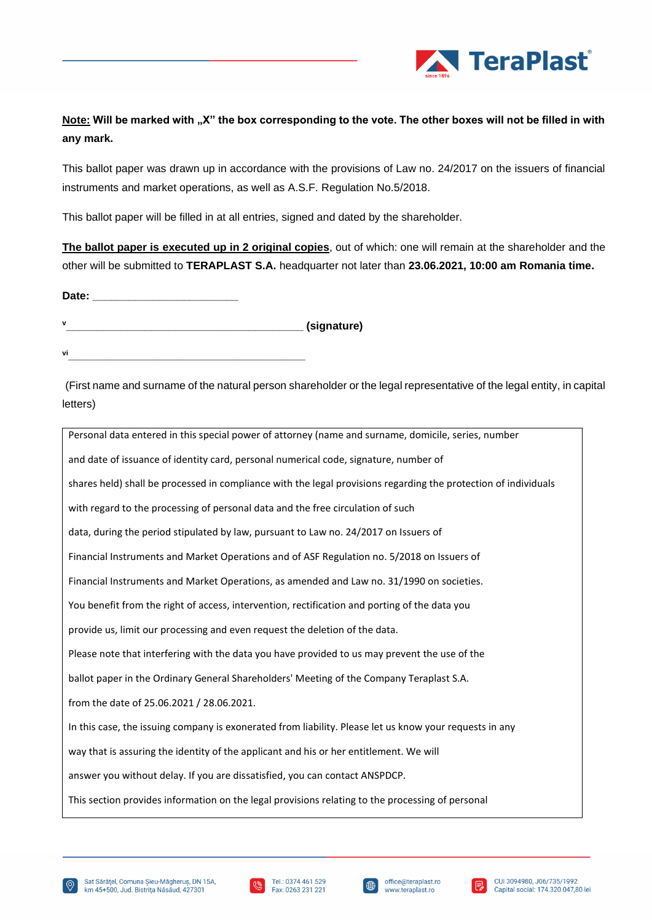**Note: Will be marked with „X" the box corresponding to the vote. The other boxes will not be filled in with any mark.**

This ballot paper was drawn up in accordance with the provisions of Law no. 24/2017 on the issuers of financial instruments and market operations, as well as A.S.F. Regulation No.5/2018.

This ballot paper will be filled in at all entries, signed and dated by the shareholder.

**The ballot paper is executed up in 2 original copies**, out of which: one will remain at the shareholder and the other will be submitted to **TERAPLAST S.A.** headquarter not later than **23.06.2021, 10:00 am Romania time.**

**Date:** ________________________

[v] __________________________________________ **(signature)**

[vi] __________________________________________

(First name and surname of the natural person shareholder or the legal representative of the legal entity, in capital letters)

| Personal data entered in this special power of attorney (name and surname, domicile, series, number and date of issuance of identity card, personal numerical code, signature, number of shares held) shall be processed in compliance with the legal provisions regarding the protection of individuals with regard to the processing of personal data and the free circulation of such data, during the period stipulated by law, pursuant to Law no. 24/2017 on Issuers of Financial Instruments and Market Operations and of ASF Regulation no. 5/2018 on Issuers of Financial Instruments and Market Operations, as amended and Law no. 31/1990 on societies. You benefit from the right of access, intervention, rectification and porting of the data you provide us, limit our processing and even request the deletion of the data. Please note that interfering with the data you have provided to us may prevent the use of the ballot paper in the Ordinary General Shareholders' Meeting of the Company Teraplast S.A. from the date of 25.06.2021 / 28.06.2021. In this case, the issuing company is exonerated from liability. Please let us know your requests in any way that is assuring the identity of the applicant and his or her entitlement. We will answer you without delay. If you are dissatisfied, you can contact ANSPDCP. This section provides information on the legal provisions relating to the processing of personal |
|---|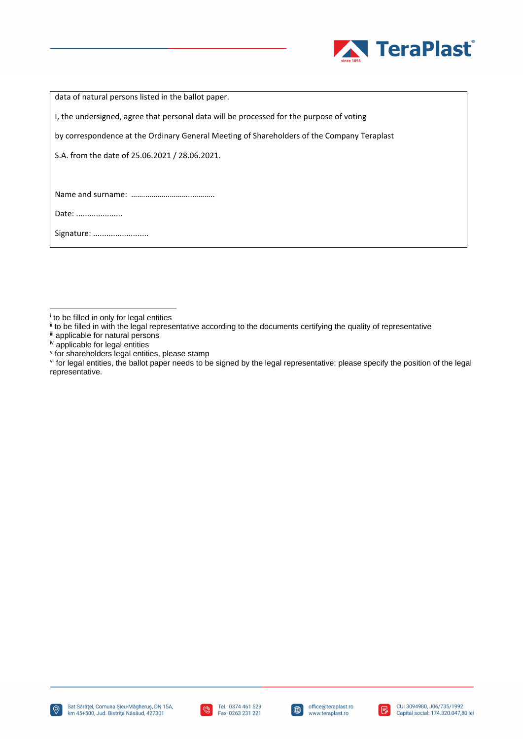data of natural persons listed in the ballot paper.

I, the undersigned, agree that personal data will be processed for the purpose of voting

by correspondence at the Ordinary General Meeting of Shareholders of the Company Teraplast

S.A. from the date of 25.06.2021 / 28.06.2021.

Name and surname: ……………………………………

Date: ....................

Signature: ........................

---

[i] to be filled in only for legal entities

[ii] to be filled in with the legal representative according to the documents certifying the quality of representative

[iii] applicable for natural persons

[iv] applicable for legal entities

[v] for shareholders legal entities, please stamp

[vi] for legal entities, the ballot paper needs to be signed by the legal representative; please specify the position of the legal representative.